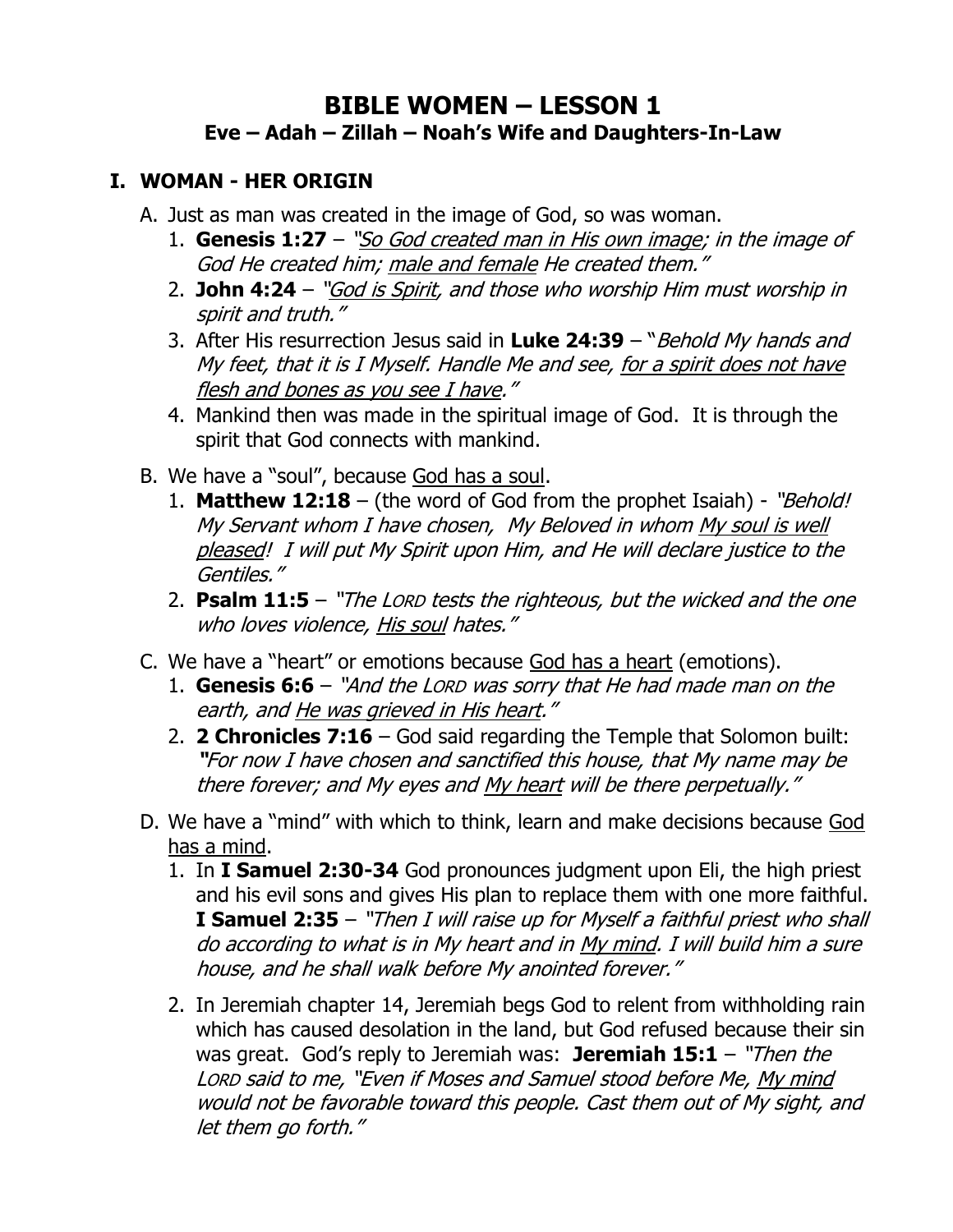# BIBLE WOMEN – LESSON 1

## Eve – Adah – Zillah – Noah's Wife and Daughters-In-Law

### I. WOMAN - HER ORIGIN

A. Just as man was created in the image of God, so was woman.

1. **Genesis 1:27** – *"So God created man in His own image; in the image of God He created him; male and female He created them."*
2. **John 4:24** – *"God is Spirit, and those who worship Him must worship in spirit and truth."*
3. After His resurrection Jesus said in **Luke 24:39** – "*Behold My hands and My feet, that it is I Myself. Handle Me and see, for a spirit does not have flesh and bones as you see I have."*
4. Mankind then was made in the spiritual image of God. It is through the spirit that God connects with mankind.

B. We have a "soul", because God has a soul.

1. **Matthew 12:18** – (the word of God from the prophet Isaiah) - *"Behold! My Servant whom I have chosen, My Beloved in whom My soul is well pleased! I will put My Spirit upon Him, and He will declare justice to the Gentiles."*
2. **Psalm 11:5** – *"The LORD tests the righteous, but the wicked and the one who loves violence, His soul hates."*

C. We have a "heart" or emotions because God has a heart (emotions).

1. **Genesis 6:6** – *"And the LORD was sorry that He had made man on the earth, and He was grieved in His heart."*
2. **2 Chronicles 7:16** – God said regarding the Temple that Solomon built: *"For now I have chosen and sanctified this house, that My name may be there forever; and My eyes and My heart will be there perpetually."*

D. We have a "mind" with which to think, learn and make decisions because God has a mind.

1. In **I Samuel 2:30-34** God pronounces judgment upon Eli, the high priest and his evil sons and gives His plan to replace them with one more faithful. **I Samuel 2:35** – *"Then I will raise up for Myself a faithful priest who shall do according to what is in My heart and in My mind. I will build him a sure house, and he shall walk before My anointed forever."*
2. In Jeremiah chapter 14, Jeremiah begs God to relent from withholding rain which has caused desolation in the land, but God refused because their sin was great. God's reply to Jeremiah was: **Jeremiah 15:1** – *"Then the LORD said to me, "Even if Moses and Samuel stood before Me, My mind would not be favorable toward this people. Cast them out of My sight, and let them go forth."*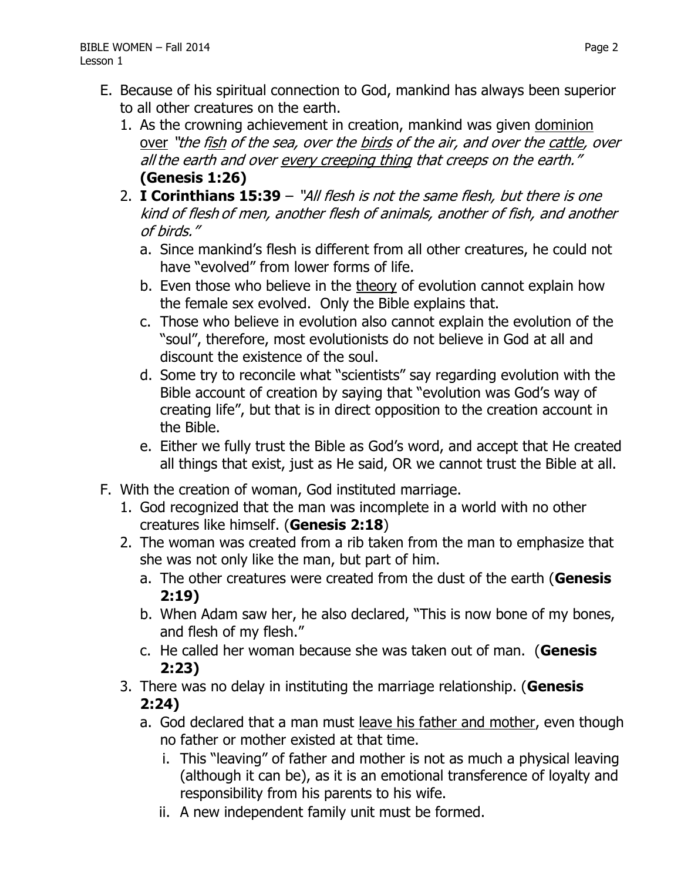E. Because of his spiritual connection to God, mankind has always been superior to all other creatures on the earth.
   1. As the crowning achievement in creation, mankind was given <u>dominion over</u> *"the <u>fish</u> of the sea, over the <u>birds</u> of the air, and over the <u>cattle</u>, over all the earth and over <u>every creeping thing</u> that creeps on the earth."* **(Genesis 1:26)**
   2. **I Corinthians 15:39** – *"All flesh is not the same flesh, but there is one kind of flesh of men, another flesh of animals, another of fish, and another of birds."*
      a. Since mankind's flesh is different from all other creatures, he could not have "evolved" from lower forms of life.
      b. Even those who believe in the <u>theory</u> of evolution cannot explain how the female sex evolved. Only the Bible explains that.
      c. Those who believe in evolution also cannot explain the evolution of the "soul", therefore, most evolutionists do not believe in God at all and discount the existence of the soul.
      d. Some try to reconcile what "scientists" say regarding evolution with the Bible account of creation by saying that "evolution was God's way of creating life", but that is in direct opposition to the creation account in the Bible.
      e. Either we fully trust the Bible as God's word, and accept that He created all things that exist, just as He said, OR we cannot trust the Bible at all.

F. With the creation of woman, God instituted marriage.
   1. God recognized that the man was incomplete in a world with no other creatures like himself. (**Genesis 2:18**)
   2. The woman was created from a rib taken from the man to emphasize that she was not only like the man, but part of him.
      a. The other creatures were created from the dust of the earth (**Genesis 2:19)**
      b. When Adam saw her, he also declared, "This is now bone of my bones, and flesh of my flesh."
      c. He called her woman because she was taken out of man. (**Genesis 2:23)**
   3. There was no delay in instituting the marriage relationship. (**Genesis 2:24)**
      a. God declared that a man must <u>leave his father and mother</u>, even though no father or mother existed at that time.
         i. This "leaving" of father and mother is not as much a physical leaving (although it can be), as it is an emotional transference of loyalty and responsibility from his parents to his wife.
         ii. A new independent family unit must be formed.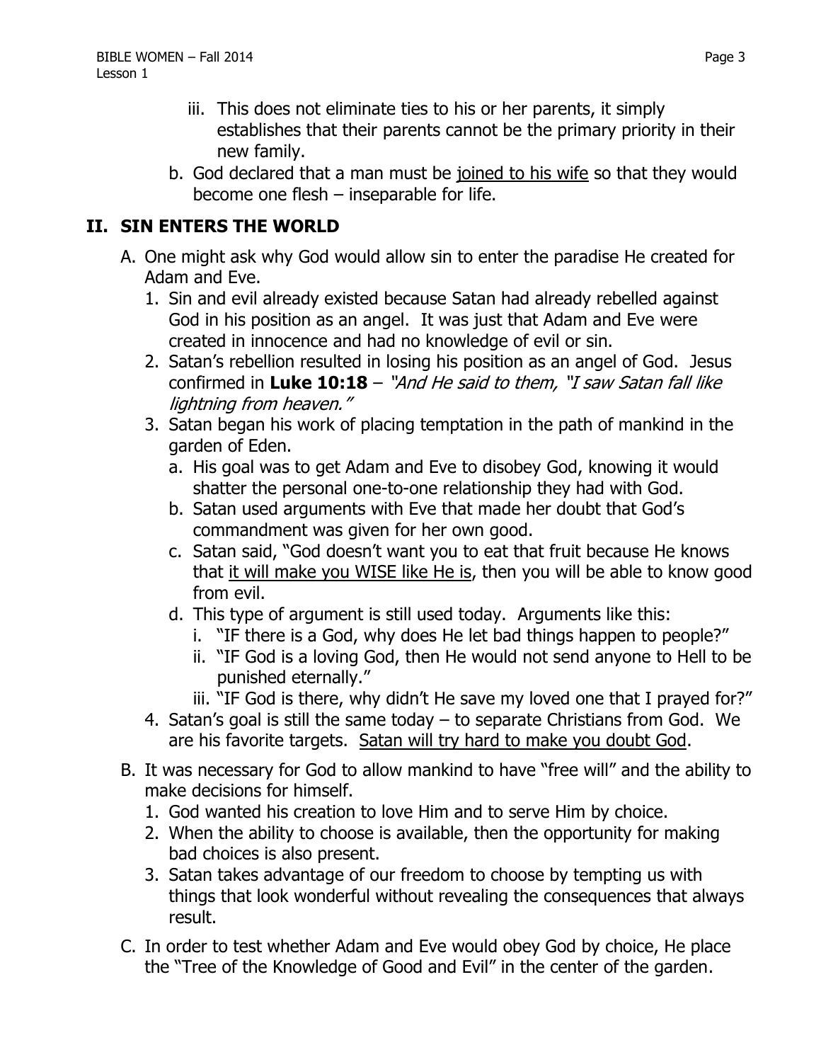iii. This does not eliminate ties to his or her parents, it simply establishes that their parents cannot be the primary priority in their new family.

   b. God declared that a man must be <u>joined to his wife</u> so that they would become one flesh – inseparable for life.

## II. SIN ENTERS THE WORLD

A. One might ask why God would allow sin to enter the paradise He created for Adam and Eve.
   1. Sin and evil already existed because Satan had already rebelled against God in his position as an angel. It was just that Adam and Eve were created in innocence and had no knowledge of evil or sin.
   2. Satan's rebellion resulted in losing his position as an angel of God. Jesus confirmed in **Luke 10:18** – *"And He said to them, "I saw Satan fall like lightning from heaven."*
   3. Satan began his work of placing temptation in the path of mankind in the garden of Eden.
      a. His goal was to get Adam and Eve to disobey God, knowing it would shatter the personal one-to-one relationship they had with God.
      b. Satan used arguments with Eve that made her doubt that God's commandment was given for her own good.
      c. Satan said, "God doesn't want you to eat that fruit because He knows that <u>it will make you WISE like He is</u>, then you will be able to know good from evil.
      d. This type of argument is still used today. Arguments like this:
         i. "IF there is a God, why does He let bad things happen to people?"
         ii. "IF God is a loving God, then He would not send anyone to Hell to be punished eternally."
         iii. "IF God is there, why didn't He save my loved one that I prayed for?"
   4. Satan's goal is still the same today – to separate Christians from God. We are his favorite targets. <u>Satan will try hard to make you doubt God</u>.

B. It was necessary for God to allow mankind to have "free will" and the ability to make decisions for himself.
   1. God wanted his creation to love Him and to serve Him by choice.
   2. When the ability to choose is available, then the opportunity for making bad choices is also present.
   3. Satan takes advantage of our freedom to choose by tempting us with things that look wonderful without revealing the consequences that always result.

C. In order to test whether Adam and Eve would obey God by choice, He place the "Tree of the Knowledge of Good and Evil" in the center of the garden.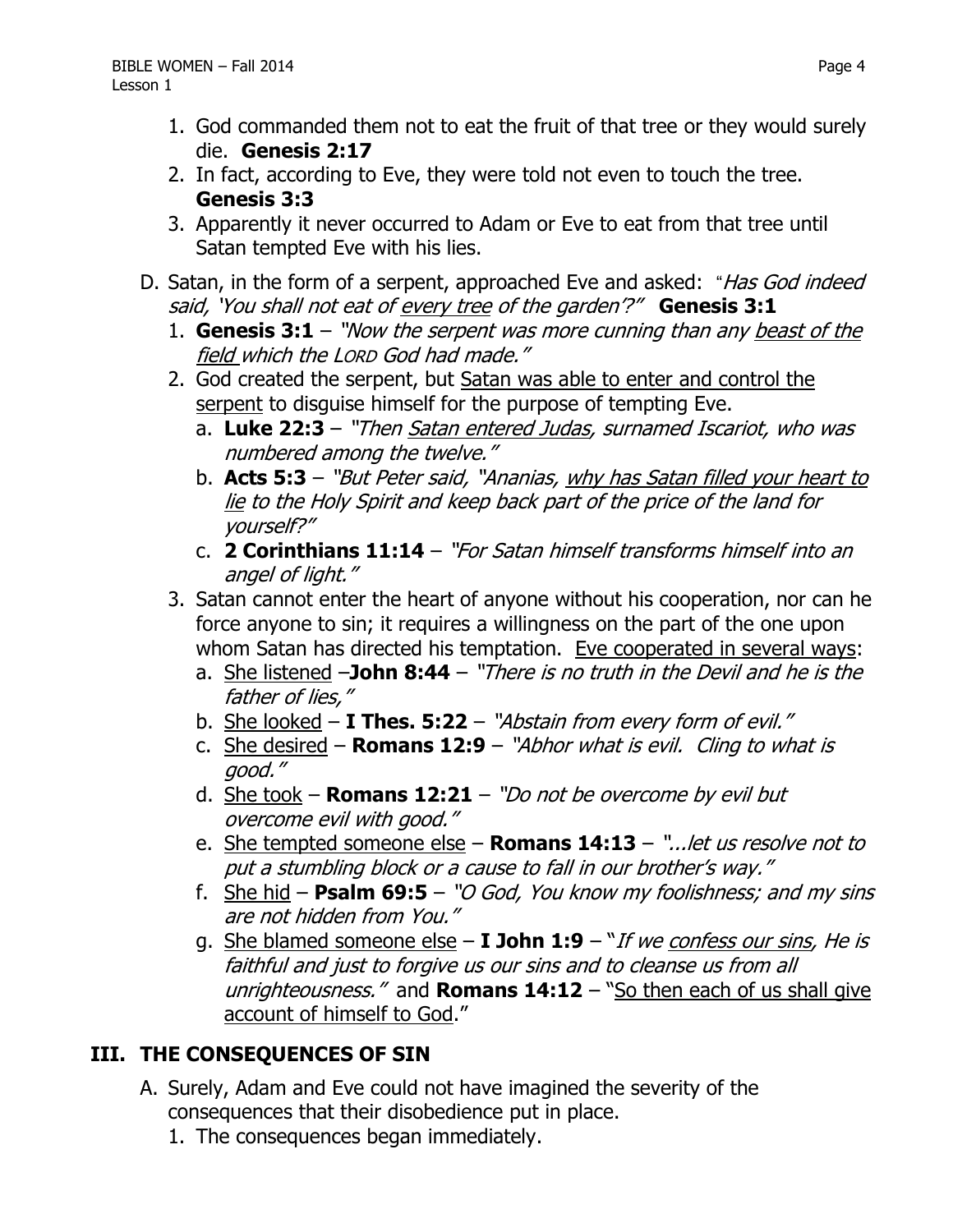1. God commanded them not to eat the fruit of that tree or they would surely die. **Genesis 2:17**
2. In fact, according to Eve, they were told not even to touch the tree. **Genesis 3:3**
3. Apparently it never occurred to Adam or Eve to eat from that tree until Satan tempted Eve with his lies.

D. Satan, in the form of a serpent, approached Eve and asked: "*Has God indeed said, 'You shall not eat of every tree of the garden'?"* **Genesis 3:1**

1. **Genesis 3:1** – *"Now the serpent was more cunning than any beast of the field which the LORD God had made."*
2. God created the serpent, but Satan was able to enter and control the serpent to disguise himself for the purpose of tempting Eve.
   a. **Luke 22:3** – *"Then Satan entered Judas, surnamed Iscariot, who was numbered among the twelve."*
   b. **Acts 5:3** – *"But Peter said, "Ananias, why has Satan filled your heart to lie to the Holy Spirit and keep back part of the price of the land for yourself?"*
   c. **2 Corinthians 11:14** – *"For Satan himself transforms himself into an angel of light."*
3. Satan cannot enter the heart of anyone without his cooperation, nor can he force anyone to sin; it requires a willingness on the part of the one upon whom Satan has directed his temptation. Eve cooperated in several ways:
   a. She listened –**John 8:44** – *"There is no truth in the Devil and he is the father of lies,"*
   b. She looked – **I Thes. 5:22** – *"Abstain from every form of evil."*
   c. She desired – **Romans 12:9** – *"Abhor what is evil. Cling to what is good."*
   d. She took – **Romans 12:21** – *"Do not be overcome by evil but overcome evil with good."*
   e. She tempted someone else – **Romans 14:13** – *"...let us resolve not to put a stumbling block or a cause to fall in our brother's way."*
   f. She hid – **Psalm 69:5** – *"O God, You know my foolishness; and my sins are not hidden from You."*
   g. She blamed someone else – **I John 1:9** – "*If we confess our sins, He is faithful and just to forgive us our sins and to cleanse us from all unrighteousness."* and **Romans 14:12** – "So then each of us shall give account of himself to God."

## III. THE CONSEQUENCES OF SIN

A. Surely, Adam and Eve could not have imagined the severity of the consequences that their disobedience put in place.

1. The consequences began immediately.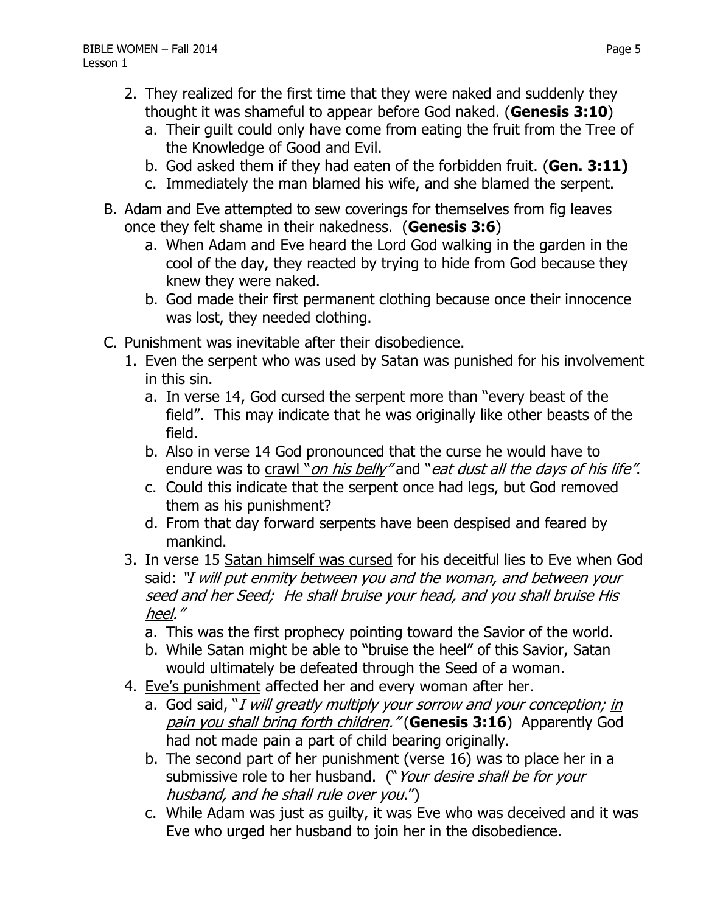2. They realized for the first time that they were naked and suddenly they thought it was shameful to appear before God naked. (**Genesis 3:10**)
    a. Their guilt could only have come from eating the fruit from the Tree of the Knowledge of Good and Evil.
    b. God asked them if they had eaten of the forbidden fruit. (**Gen. 3:11)**
    c. Immediately the man blamed his wife, and she blamed the serpent.

B. Adam and Eve attempted to sew coverings for themselves from fig leaves once they felt shame in their nakedness. (**Genesis 3:6**)
    a. When Adam and Eve heard the Lord God walking in the garden in the cool of the day, they reacted by trying to hide from God because they knew they were naked.
    b. God made their first permanent clothing because once their innocence was lost, they needed clothing.

C. Punishment was inevitable after their disobedience.
1. Even <u>the serpent</u> who was used by Satan <u>was punished</u> for his involvement in this sin.
    a. In verse 14, <u>God cursed the serpent</u> more than "every beast of the field". This may indicate that he was originally like other beasts of the field.
    b. Also in verse 14 God pronounced that the curse he would have to endure was to <u>crawl "*on his belly*"</u> and "*eat dust all the days of his life*".
    c. Could this indicate that the serpent once had legs, but God removed them as his punishment?
    d. From that day forward serpents have been despised and feared by mankind.
3. In verse 15 <u>Satan himself was cursed</u> for his deceitful lies to Eve when God said: *"I will put enmity between you and the woman, and between your seed and her Seed; <u>He shall bruise your head</u>, and <u>you shall bruise His heel</u>."*
    a. This was the first prophecy pointing toward the Savior of the world.
    b. While Satan might be able to "bruise the heel" of this Savior, Satan would ultimately be defeated through the Seed of a woman.
4. <u>Eve's punishment</u> affected her and every woman after her.
    a. God said, "*I will greatly multiply your sorrow and your conception; <u>in pain you shall bring forth children</u>."* (**Genesis 3:16**) Apparently God had not made pain a part of child bearing originally.
    b. The second part of her punishment (verse 16) was to place her in a submissive role to her husband. ("*Your desire shall be for your husband, and <u>he shall rule over you</u>.*")
    c. While Adam was just as guilty, it was Eve who was deceived and it was Eve who urged her husband to join her in the disobedience.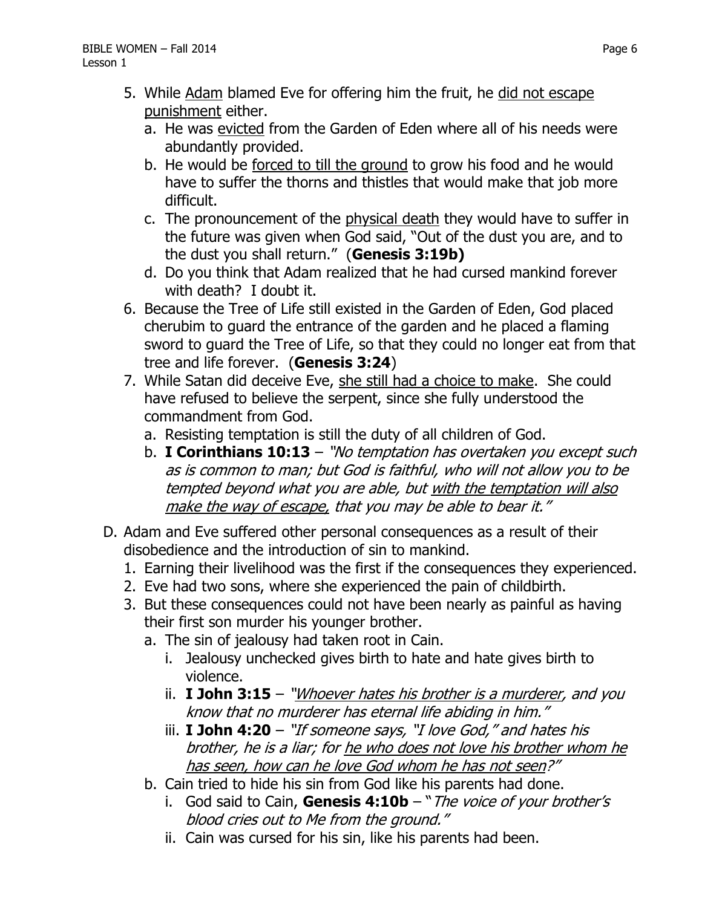5. While <u>Adam</u> blamed Eve for offering him the fruit, he <u>did not escape punishment</u> either.
   a. He was <u>evicted</u> from the Garden of Eden where all of his needs were abundantly provided.
   b. He would be <u>forced to till the ground</u> to grow his food and he would have to suffer the thorns and thistles that would make that job more difficult.
   c. The pronouncement of the <u>physical death</u> they would have to suffer in the future was given when God said, "Out of the dust you are, and to the dust you shall return." (**Genesis 3:19b)**
   d. Do you think that Adam realized that he had cursed mankind forever with death? I doubt it.
6. Because the Tree of Life still existed in the Garden of Eden, God placed cherubim to guard the entrance of the garden and he placed a flaming sword to guard the Tree of Life, so that they could no longer eat from that tree and life forever. (**Genesis 3:24**)
7. While Satan did deceive Eve, <u>she still had a choice to make</u>. She could have refused to believe the serpent, since she fully understood the commandment from God.
   a. Resisting temptation is still the duty of all children of God.
   b. **I Corinthians 10:13** – *"No temptation has overtaken you except such as is common to man; but God is faithful, who will not allow you to be tempted beyond what you are able, but <u>with the temptation will also make the way of escape,</u> that you may be able to bear it."*

D. Adam and Eve suffered other personal consequences as a result of their disobedience and the introduction of sin to mankind.
   1. Earning their livelihood was the first if the consequences they experienced.
   2. Eve had two sons, where she experienced the pain of childbirth.
   3. But these consequences could not have been nearly as painful as having their first son murder his younger brother.
      a. The sin of jealousy had taken root in Cain.
         i. Jealousy unchecked gives birth to hate and hate gives birth to violence.
         ii. **I John 3:15** – *"<u>Whoever hates his brother is a murderer</u>, and you know that no murderer has eternal life abiding in him."*
         iii. **I John 4:20** – *"If someone says, "I love God," and hates his brother, he is a liar; for <u>he who does not love his brother whom he has seen, how can he love God whom he has not seen</u>?"*
      b. Cain tried to hide his sin from God like his parents had done.
         i. God said to Cain, **Genesis 4:10b** – "*The voice of your brother's blood cries out to Me from the ground."*
         ii. Cain was cursed for his sin, like his parents had been.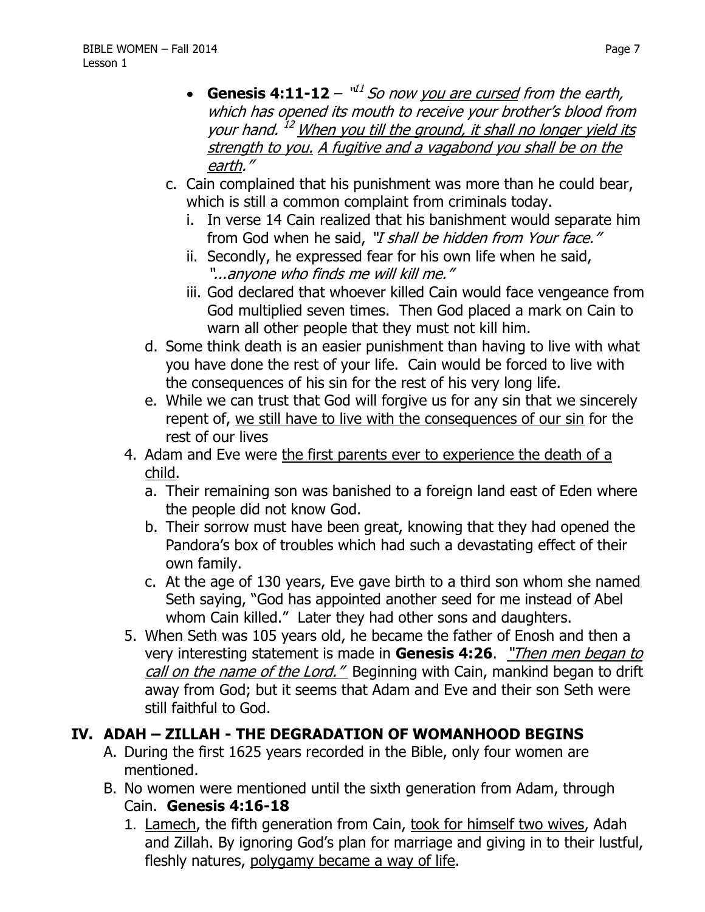- **Genesis 4:11-12** – *"[11] So now <u>you are cursed</u> from the earth, which has opened its mouth to receive your brother's blood from your hand. [12] <u>When you till the ground, it shall no longer yield its strength to you.</u> <u>A fugitive and a vagabond you shall be on the earth</u>."*

c. Cain complained that his punishment was more than he could bear, which is still a common complaint from criminals today.
   i. In verse 14 Cain realized that his banishment would separate him from God when he said, *"I shall be hidden from Your face."*
   ii. Secondly, he expressed fear for his own life when he said, *"...anyone who finds me will kill me."*
   iii. God declared that whoever killed Cain would face vengeance from God multiplied seven times. Then God placed a mark on Cain to warn all other people that they must not kill him.

d. Some think death is an easier punishment than having to live with what you have done the rest of your life. Cain would be forced to live with the consequences of his sin for the rest of his very long life.

e. While we can trust that God will forgive us for any sin that we sincerely repent of, <u>we still have to live with the consequences of our sin</u> for the rest of our lives

4. Adam and Eve were <u>the first parents ever to experience the death of a child</u>.
   a. Their remaining son was banished to a foreign land east of Eden where the people did not know God.
   b. Their sorrow must have been great, knowing that they had opened the Pandora's box of troubles which had such a devastating effect of their own family.
   c. At the age of 130 years, Eve gave birth to a third son whom she named Seth saying, "God has appointed another seed for me instead of Abel whom Cain killed." Later they had other sons and daughters.

5. When Seth was 105 years old, he became the father of Enosh and then a very interesting statement is made in **Genesis 4:26**. *<u>"Then men began to call on the name of the Lord."</u>* Beginning with Cain, mankind began to drift away from God; but it seems that Adam and Eve and their son Seth were still faithful to God.

## IV. ADAH – ZILLAH - THE DEGRADATION OF WOMANHOOD BEGINS

A. During the first 1625 years recorded in the Bible, only four women are mentioned.

B. No women were mentioned until the sixth generation from Adam, through Cain. **Genesis 4:16-18**

1. <u>Lamech</u>, the fifth generation from Cain, <u>took for himself two wives</u>, Adah and Zillah. By ignoring God's plan for marriage and giving in to their lustful, fleshly natures, <u>polygamy became a way of life</u>.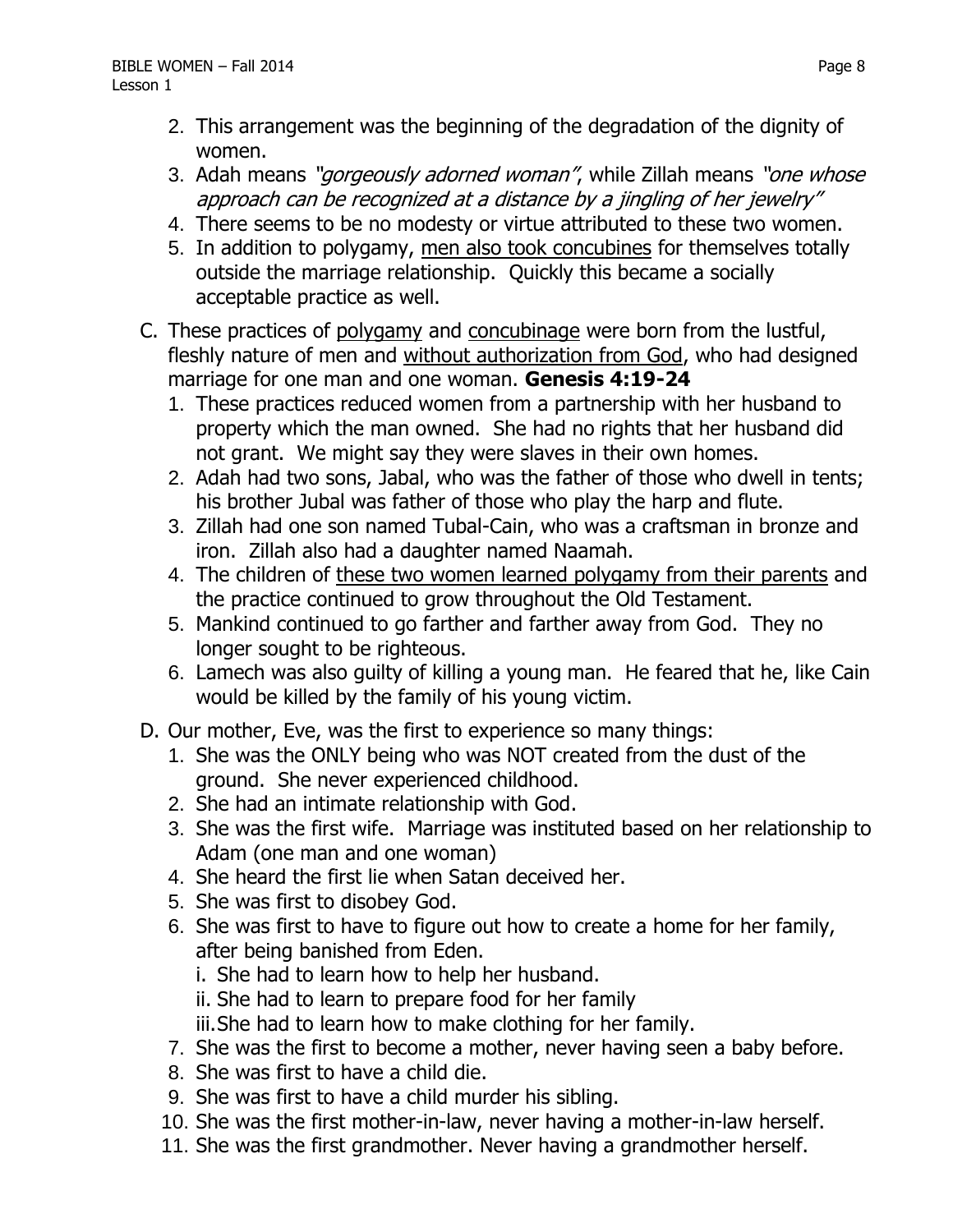2. This arrangement was the beginning of the degradation of the dignity of women.
3. Adah means *"gorgeously adorned woman"*, while Zillah means *"one whose approach can be recognized at a distance by a jingling of her jewelry"*
4. There seems to be no modesty or virtue attributed to these two women.
5. In addition to polygamy, <u>men also took concubines</u> for themselves totally outside the marriage relationship. Quickly this became a socially acceptable practice as well.

C. These practices of <u>polygamy</u> and <u>concubinage</u> were born from the lustful, fleshly nature of men and <u>without authorization from God</u>, who had designed marriage for one man and one woman. **Genesis 4:19-24**

1. These practices reduced women from a partnership with her husband to property which the man owned. She had no rights that her husband did not grant. We might say they were slaves in their own homes.
2. Adah had two sons, Jabal, who was the father of those who dwell in tents; his brother Jubal was father of those who play the harp and flute.
3. Zillah had one son named Tubal-Cain, who was a craftsman in bronze and iron. Zillah also had a daughter named Naamah.
4. The children of <u>these two women learned polygamy from their parents</u> and the practice continued to grow throughout the Old Testament.
5. Mankind continued to go farther and farther away from God. They no longer sought to be righteous.
6. Lamech was also guilty of killing a young man. He feared that he, like Cain would be killed by the family of his young victim.

D. Our mother, Eve, was the first to experience so many things:

1. She was the ONLY being who was NOT created from the dust of the ground. She never experienced childhood.
2. She had an intimate relationship with God.
3. She was the first wife. Marriage was instituted based on her relationship to Adam (one man and one woman)
4. She heard the first lie when Satan deceived her.
5. She was first to disobey God.
6. She was first to have to figure out how to create a home for her family, after being banished from Eden.
   i. She had to learn how to help her husband.
   ii. She had to learn to prepare food for her family
   iii. She had to learn how to make clothing for her family.
7. She was the first to become a mother, never having seen a baby before.
8. She was first to have a child die.
9. She was first to have a child murder his sibling.
10. She was the first mother-in-law, never having a mother-in-law herself.
11. She was the first grandmother. Never having a grandmother herself.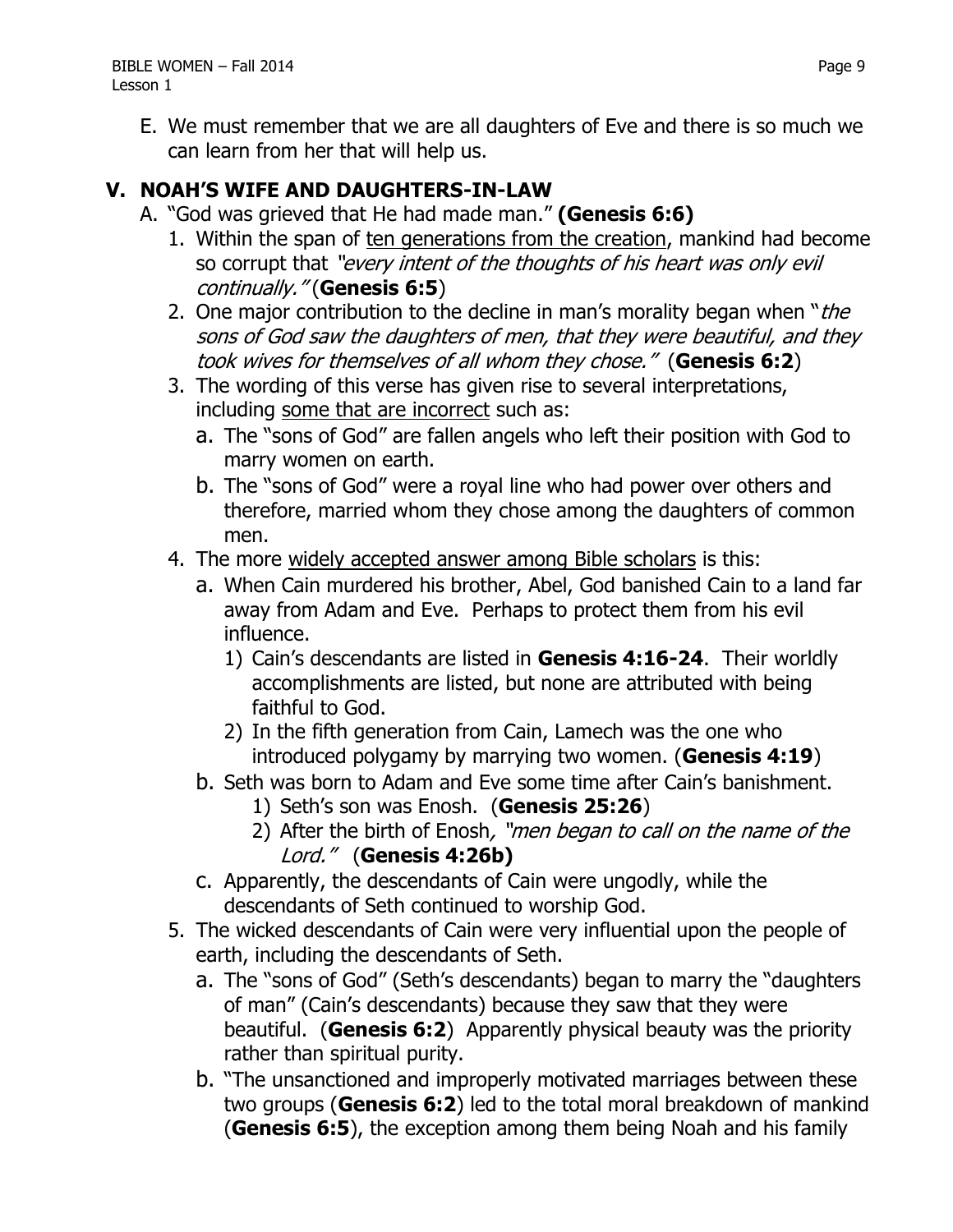E. We must remember that we are all daughters of Eve and there is so much we can learn from her that will help us.

## V. NOAH'S WIFE AND DAUGHTERS-IN-LAW

A. "God was grieved that He had made man." **(Genesis 6:6)**

1. Within the span of ten generations from the creation, mankind had become so corrupt that *"every intent of the thoughts of his heart was only evil continually."* (**Genesis 6:5**)
2. One major contribution to the decline in man's morality began when "*the sons of God saw the daughters of men, that they were beautiful, and they took wives for themselves of all whom they chose."* (**Genesis 6:2**)
3. The wording of this verse has given rise to several interpretations, including some that are incorrect such as:
   a. The "sons of God" are fallen angels who left their position with God to marry women on earth.
   b. The "sons of God" were a royal line who had power over others and therefore, married whom they chose among the daughters of common men.
4. The more widely accepted answer among Bible scholars is this:
   a. When Cain murdered his brother, Abel, God banished Cain to a land far away from Adam and Eve. Perhaps to protect them from his evil influence.
      1) Cain's descendants are listed in **Genesis 4:16-24**. Their worldly accomplishments are listed, but none are attributed with being faithful to God.
      2) In the fifth generation from Cain, Lamech was the one who introduced polygamy by marrying two women. (**Genesis 4:19**)
   b. Seth was born to Adam and Eve some time after Cain's banishment.
      1) Seth's son was Enosh. (**Genesis 25:26**)
      2) After the birth of Enosh*, "men began to call on the name of the Lord."* (**Genesis 4:26b)**
   c. Apparently, the descendants of Cain were ungodly, while the descendants of Seth continued to worship God.
5. The wicked descendants of Cain were very influential upon the people of earth, including the descendants of Seth.
   a. The "sons of God" (Seth's descendants) began to marry the "daughters of man" (Cain's descendants) because they saw that they were beautiful. (**Genesis 6:2**) Apparently physical beauty was the priority rather than spiritual purity.
   b. "The unsanctioned and improperly motivated marriages between these two groups (**Genesis 6:2**) led to the total moral breakdown of mankind (**Genesis 6:5**), the exception among them being Noah and his family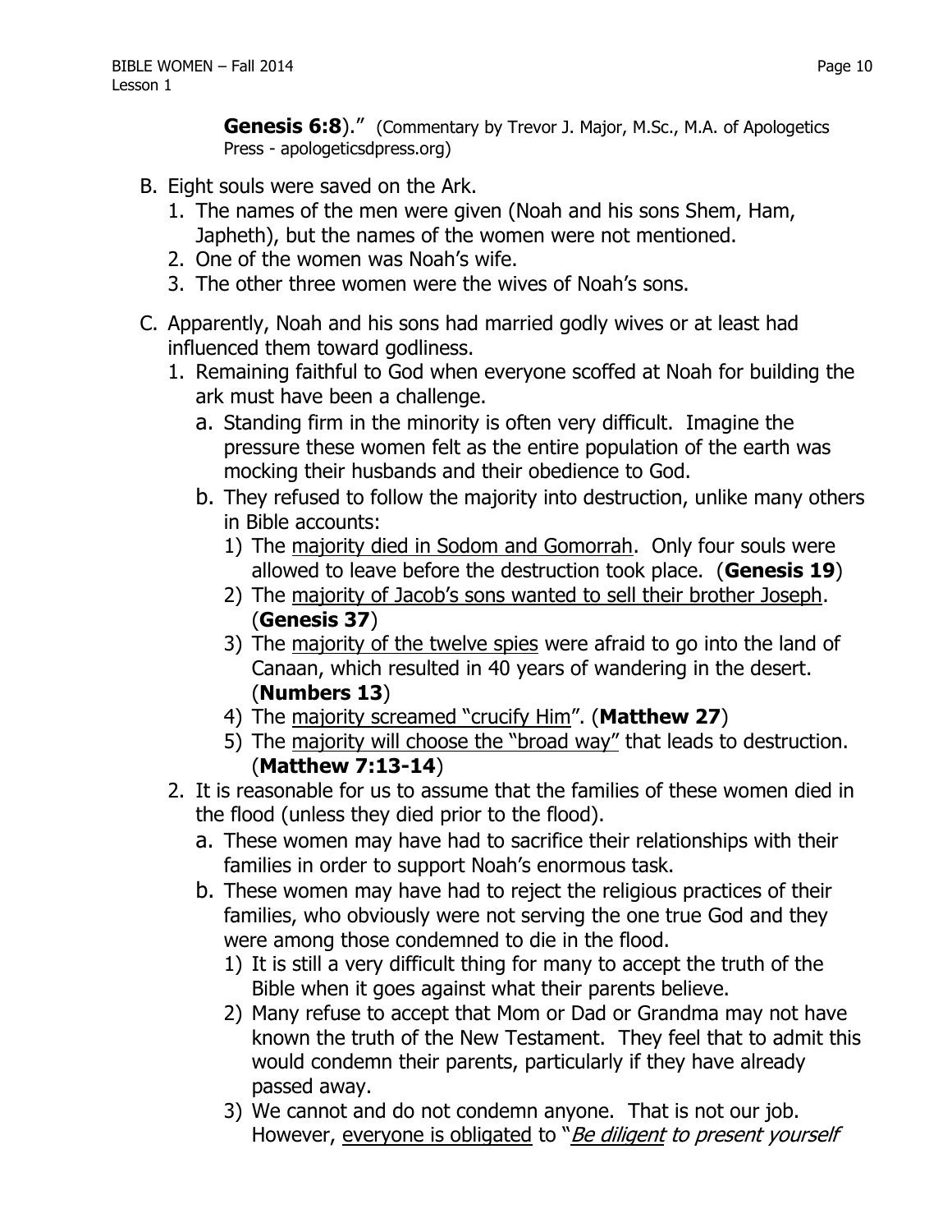**Genesis 6:8**)." (Commentary by Trevor J. Major, M.Sc., M.A. of Apologetics Press - apologeticsdpress.org)

B. Eight souls were saved on the Ark.
   1. The names of the men were given (Noah and his sons Shem, Ham, Japheth), but the names of the women were not mentioned.
   2. One of the women was Noah's wife.
   3. The other three women were the wives of Noah's sons.

C. Apparently, Noah and his sons had married godly wives or at least had influenced them toward godliness.
   1. Remaining faithful to God when everyone scoffed at Noah for building the ark must have been a challenge.
      a. Standing firm in the minority is often very difficult. Imagine the pressure these women felt as the entire population of the earth was mocking their husbands and their obedience to God.
      b. They refused to follow the majority into destruction, unlike many others in Bible accounts:
         1) The <u>majority died in Sodom and Gomorrah</u>. Only four souls were allowed to leave before the destruction took place. (**Genesis 19**)
         2) The <u>majority of Jacob's sons wanted to sell their brother Joseph</u>. (**Genesis 37**)
         3) The <u>majority of the twelve spies</u> were afraid to go into the land of Canaan, which resulted in 40 years of wandering in the desert. (**Numbers 13**)
         4) The <u>majority screamed "crucify Him</u>". (**Matthew 27**)
         5) The <u>majority will choose the "broad way"</u> that leads to destruction. (**Matthew 7:13-14**)
   2. It is reasonable for us to assume that the families of these women died in the flood (unless they died prior to the flood).
      a. These women may have had to sacrifice their relationships with their families in order to support Noah's enormous task.
      b. These women may have had to reject the religious practices of their families, who obviously were not serving the one true God and they were among those condemned to die in the flood.
         1) It is still a very difficult thing for many to accept the truth of the Bible when it goes against what their parents believe.
         2) Many refuse to accept that Mom or Dad or Grandma may not have known the truth of the New Testament. They feel that to admit this would condemn their parents, particularly if they have already passed away.
         3) We cannot and do not condemn anyone. That is not our job. However, <u>everyone is obligated</u> to "*<u>Be diligent</u> to present yourself*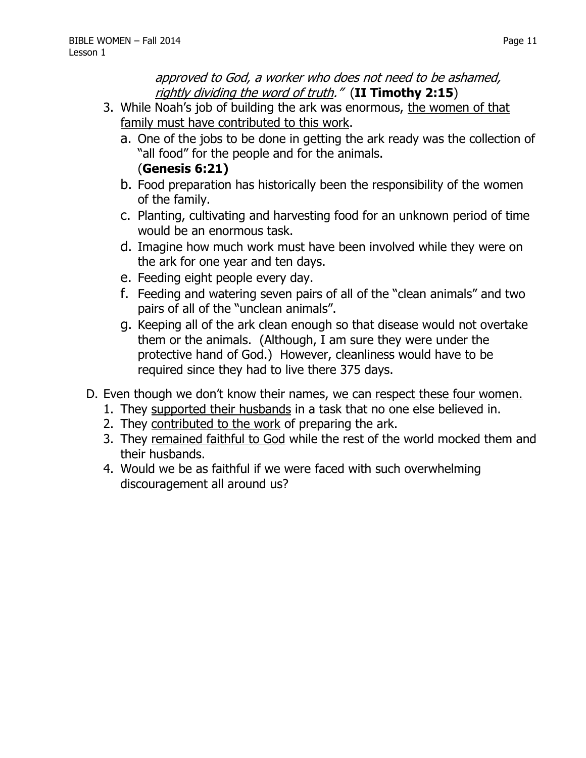*approved to God, a worker who does not need to be ashamed, <u>rightly dividing the word of truth</u>."* (**II Timothy 2:15**)

3. While Noah's job of building the ark was enormous, <u>the women of that family must have contributed to this work</u>.
   a. One of the jobs to be done in getting the ark ready was the collection of "all food" for the people and for the animals. (**Genesis 6:21)**
   b. Food preparation has historically been the responsibility of the women of the family.
   c. Planting, cultivating and harvesting food for an unknown period of time would be an enormous task.
   d. Imagine how much work must have been involved while they were on the ark for one year and ten days.
   e. Feeding eight people every day.
   f. Feeding and watering seven pairs of all of the "clean animals" and two pairs of all of the "unclean animals".
   g. Keeping all of the ark clean enough so that disease would not overtake them or the animals. (Although, I am sure they were under the protective hand of God.) However, cleanliness would have to be required since they had to live there 375 days.

D. Even though we don't know their names, <u>we can respect these four women.</u>
   1. They <u>supported their husbands</u> in a task that no one else believed in.
   2. They <u>contributed to the work</u> of preparing the ark.
   3. They <u>remained faithful to God</u> while the rest of the world mocked them and their husbands.
   4. Would we be as faithful if we were faced with such overwhelming discouragement all around us?